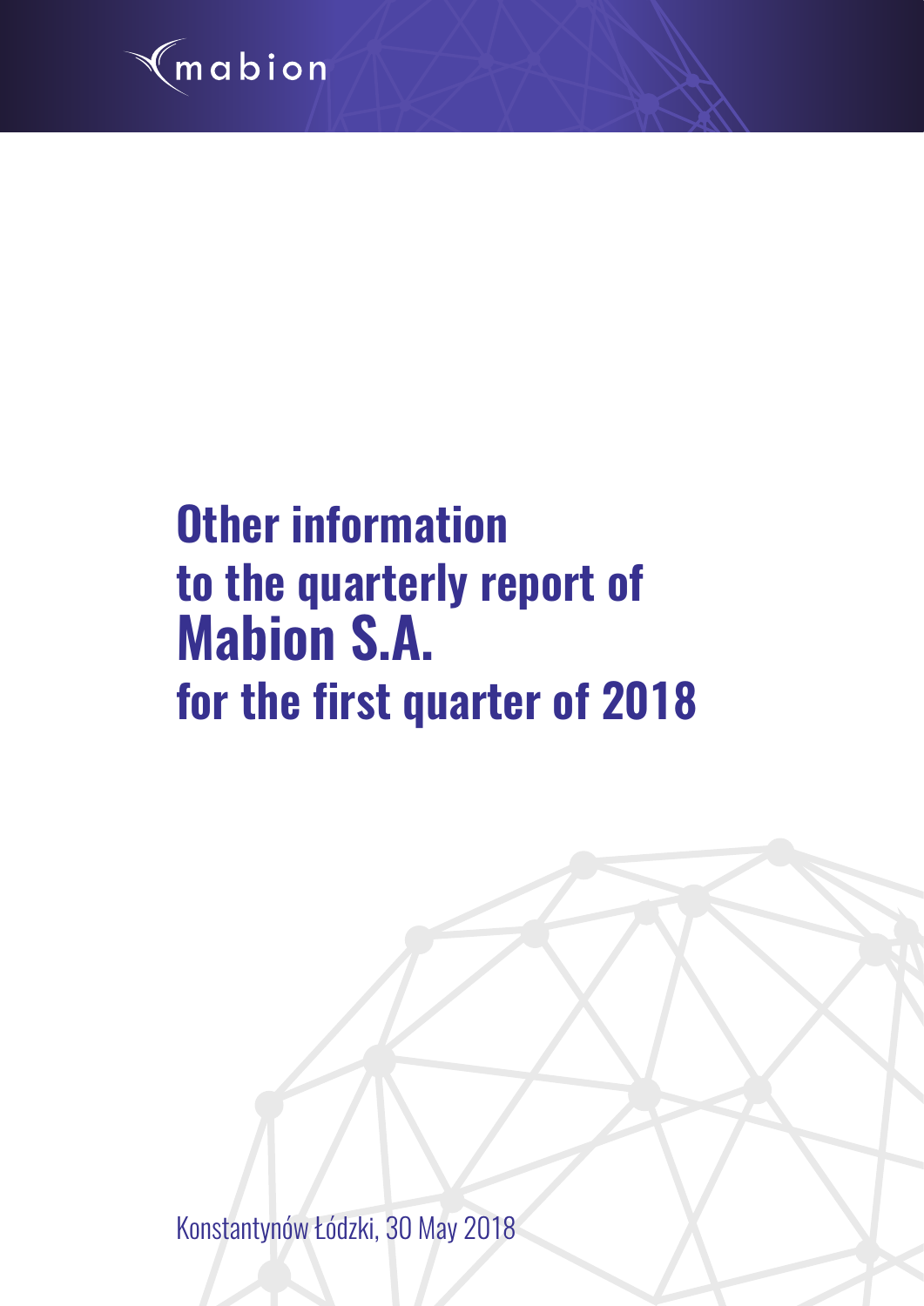mabion

# Other information to the quarterly report of Mabion S.A. for the first quarter of 2018

Konstantynów Łódzki, 30 May 2018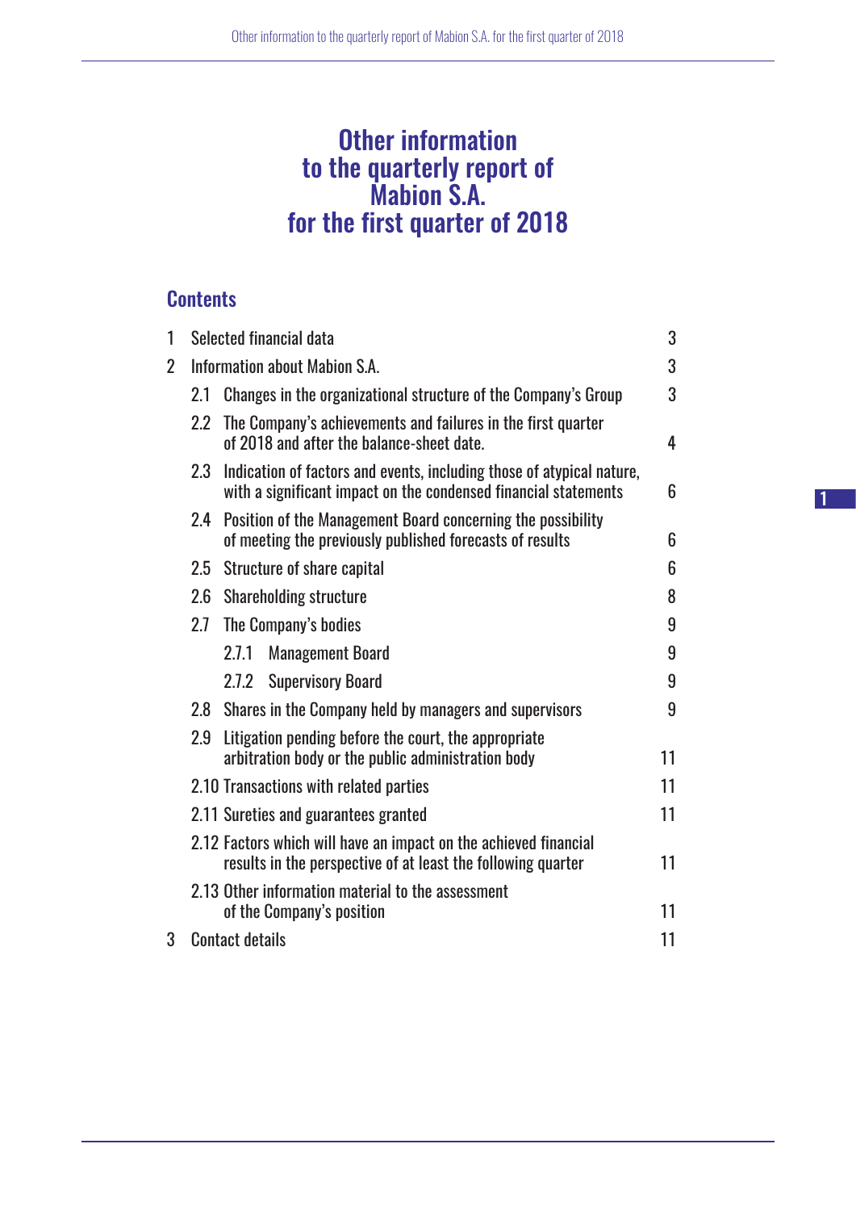# Other information to the quarterly report of Mabion S.A. for the first quarter of 2018

## Contents

| | | |
|---|---|---|
| 1 | Selected financial data | 3 |
| 2 | Information about Mabion S.A. | 3 |
| | 2.1 Changes in the organizational structure of the Company's Group | 3 |
| | 2.2 The Company's achievements and failures in the first quarter of 2018 and after the balance-sheet date. | 4 |
| | 2.3 Indication of factors and events, including those of atypical nature, with a significant impact on the condensed financial statements | 6 |
| | 2.4 Position of the Management Board concerning the possibility of meeting the previously published forecasts of results | 6 |
| | 2.5 Structure of share capital | 6 |
| | 2.6 Shareholding structure | 8 |
| | 2.7 The Company's bodies | 9 |
| | 2.7.1 Management Board | 9 |
| | 2.7.2 Supervisory Board | 9 |
| | 2.8 Shares in the Company held by managers and supervisors | 9 |
| | 2.9 Litigation pending before the court, the appropriate arbitration body or the public administration body | 11 |
| | 2.10 Transactions with related parties | 11 |
| | 2.11 Sureties and guarantees granted | 11 |
| | 2.12 Factors which will have an impact on the achieved financial results in the perspective of at least the following quarter | 11 |
| | 2.13 Other information material to the assessment of the Company's position | 11 |
| 3 | Contact details | 11 |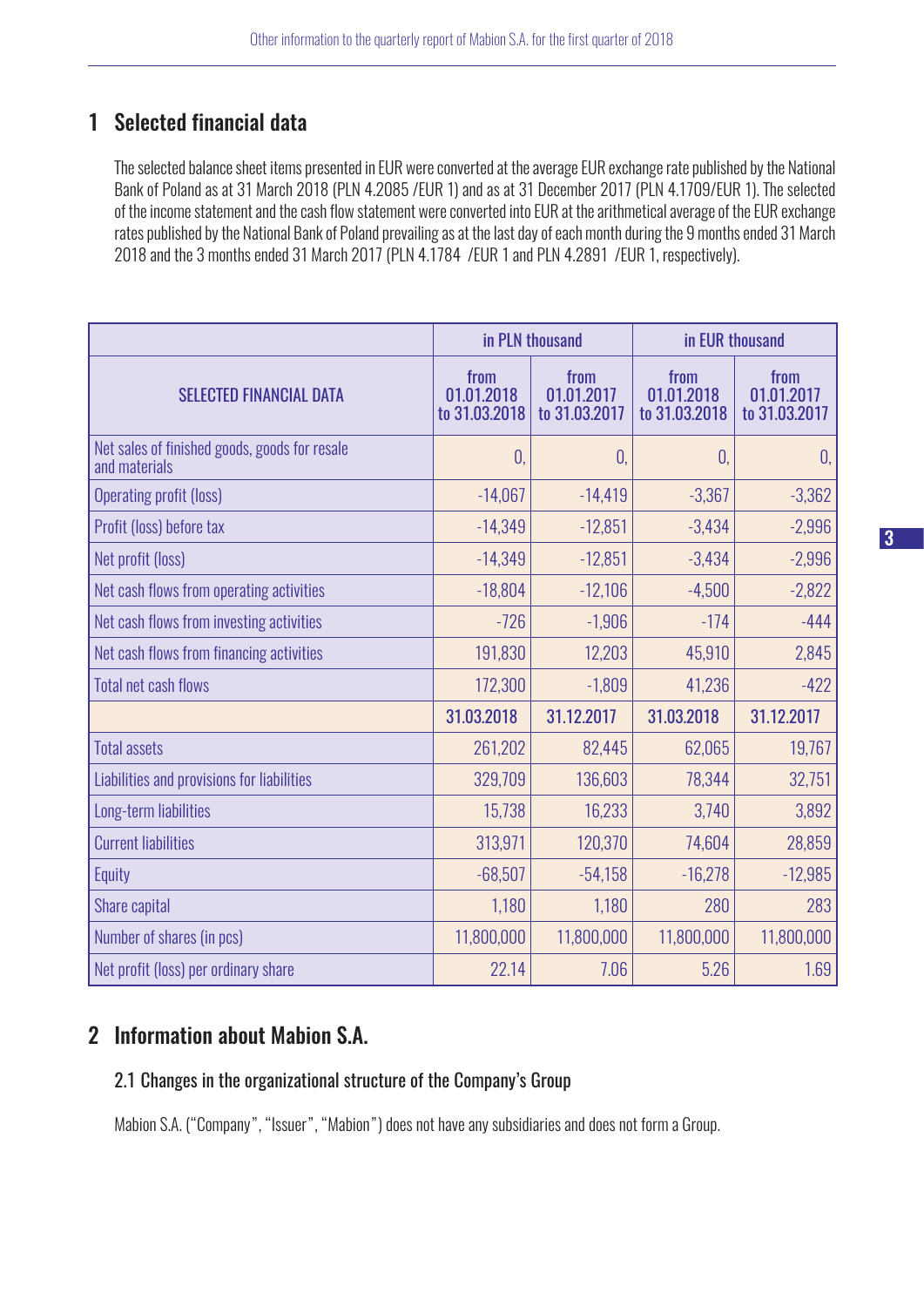# 1 Selected financial data

The selected balance sheet items presented in EUR were converted at the average EUR exchange rate published by the National Bank of Poland as at 31 March 2018 (PLN 4.2085 /EUR 1) and as at 31 December 2017 (PLN 4.1709/EUR 1). The selected of the income statement and the cash flow statement were converted into EUR at the arithmetical average of the EUR exchange rates published by the National Bank of Poland prevailing as at the last day of each month during the 9 months ended 31 March 2018 and the 3 months ended 31 March 2017 (PLN 4.1784 /EUR 1 and PLN 4.2891 /EUR 1, respectively).

| SELECTED FINANCIAL DATA | in PLN thousand | | in EUR thousand | |
|---|---|---|---|---|
| | from 01.01.2018 to 31.03.2018 | from 01.01.2017 to 31.03.2017 | from 01.01.2018 to 31.03.2018 | from 01.01.2017 to 31.03.2017 |
| Net sales of finished goods, goods for resale and materials | 0, | 0, | 0, | 0, |
| Operating profit (loss) | -14,067 | -14,419 | -3,367 | -3,362 |
| Profit (loss) before tax | -14,349 | -12,851 | -3,434 | -2,996 |
| Net profit (loss) | -14,349 | -12,851 | -3,434 | -2,996 |
| Net cash flows from operating activities | -18,804 | -12,106 | -4,500 | -2,822 |
| Net cash flows from investing activities | -726 | -1,906 | -174 | -444 |
| Net cash flows from financing activities | 191,830 | 12,203 | 45,910 | 2,845 |
| Total net cash flows | 172,300 | -1,809 | 41,236 | -422 |
| | **31.03.2018** | **31.12.2017** | **31.03.2018** | **31.12.2017** |
| Total assets | 261,202 | 82,445 | 62,065 | 19,767 |
| Liabilities and provisions for liabilities | 329,709 | 136,603 | 78,344 | 32,751 |
| Long-term liabilities | 15,738 | 16,233 | 3,740 | 3,892 |
| Current liabilities | 313,971 | 120,370 | 74,604 | 28,859 |
| Equity | -68,507 | -54,158 | -16,278 | -12,985 |
| Share capital | 1,180 | 1,180 | 280 | 283 |
| Number of shares (in pcs) | 11,800,000 | 11,800,000 | 11,800,000 | 11,800,000 |
| Net profit (loss) per ordinary share | 22.14 | 7.06 | 5.26 | 1.69 |

# 2 Information about Mabion S.A.

## 2.1 Changes in the organizational structure of the Company's Group

Mabion S.A. ("Company", "Issuer", "Mabion") does not have any subsidiaries and does not form a Group.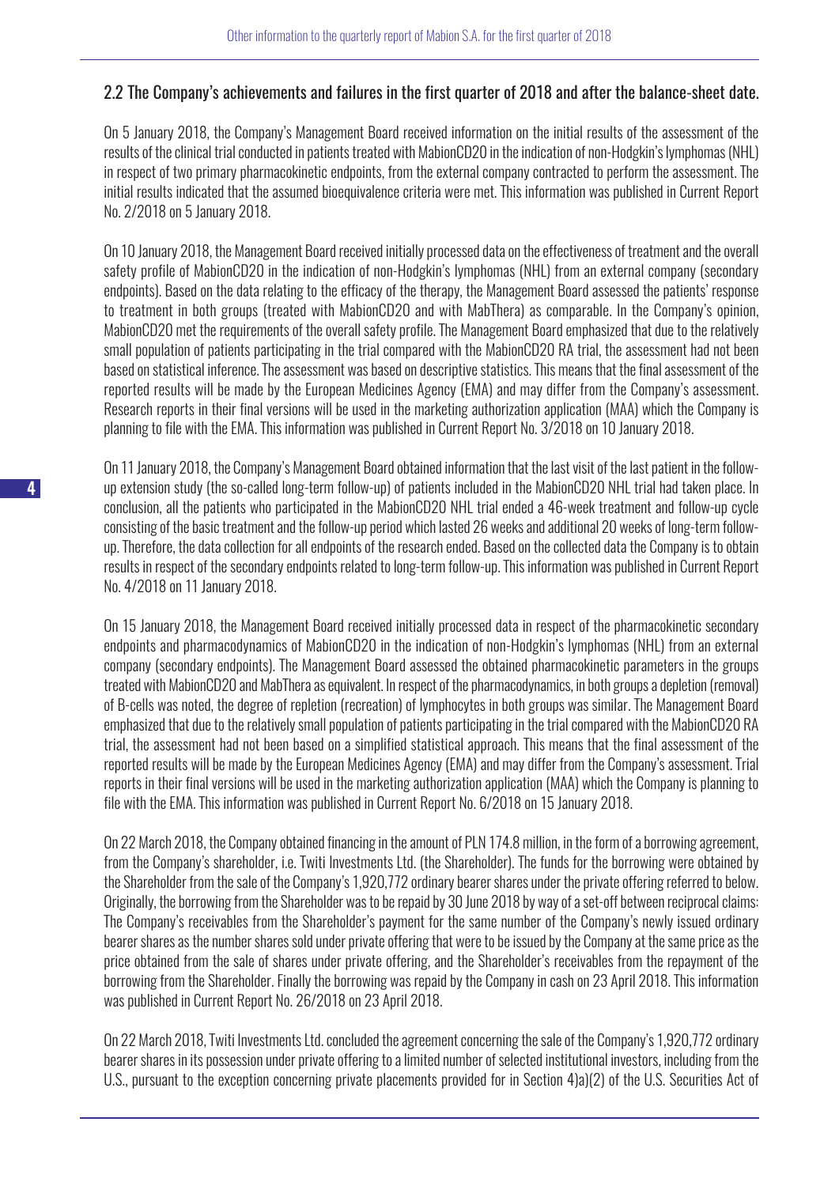## 2.2 The Company's achievements and failures in the first quarter of 2018 and after the balance-sheet date.

On 5 January 2018, the Company's Management Board received information on the initial results of the assessment of the results of the clinical trial conducted in patients treated with MabionCD20 in the indication of non-Hodgkin's lymphomas (NHL) in respect of two primary pharmacokinetic endpoints, from the external company contracted to perform the assessment. The initial results indicated that the assumed bioequivalence criteria were met. This information was published in Current Report No. 2/2018 on 5 January 2018.

On 10 January 2018, the Management Board received initially processed data on the effectiveness of treatment and the overall safety profile of MabionCD20 in the indication of non-Hodgkin's lymphomas (NHL) from an external company (secondary endpoints). Based on the data relating to the efficacy of the therapy, the Management Board assessed the patients' response to treatment in both groups (treated with MabionCD20 and with MabThera) as comparable. In the Company's opinion, MabionCD20 met the requirements of the overall safety profile. The Management Board emphasized that due to the relatively small population of patients participating in the trial compared with the MabionCD20 RA trial, the assessment had not been based on statistical inference. The assessment was based on descriptive statistics. This means that the final assessment of the reported results will be made by the European Medicines Agency (EMA) and may differ from the Company's assessment. Research reports in their final versions will be used in the marketing authorization application (MAA) which the Company is planning to file with the EMA. This information was published in Current Report No. 3/2018 on 10 January 2018.

On 11 January 2018, the Company's Management Board obtained information that the last visit of the last patient in the follow-up extension study (the so-called long-term follow-up) of patients included in the MabionCD20 NHL trial had taken place. In conclusion, all the patients who participated in the MabionCD20 NHL trial ended a 46-week treatment and follow-up cycle consisting of the basic treatment and the follow-up period which lasted 26 weeks and additional 20 weeks of long-term follow-up. Therefore, the data collection for all endpoints of the research ended. Based on the collected data the Company is to obtain results in respect of the secondary endpoints related to long-term follow-up. This information was published in Current Report No. 4/2018 on 11 January 2018.

On 15 January 2018, the Management Board received initially processed data in respect of the pharmacokinetic secondary endpoints and pharmacodynamics of MabionCD20 in the indication of non-Hodgkin's lymphomas (NHL) from an external company (secondary endpoints). The Management Board assessed the obtained pharmacokinetic parameters in the groups treated with MabionCD20 and MabThera as equivalent. In respect of the pharmacodynamics, in both groups a depletion (removal) of B-cells was noted, the degree of repletion (recreation) of lymphocytes in both groups was similar. The Management Board emphasized that due to the relatively small population of patients participating in the trial compared with the MabionCD20 RA trial, the assessment had not been based on a simplified statistical approach. This means that the final assessment of the reported results will be made by the European Medicines Agency (EMA) and may differ from the Company's assessment. Trial reports in their final versions will be used in the marketing authorization application (MAA) which the Company is planning to file with the EMA. This information was published in Current Report No. 6/2018 on 15 January 2018.

On 22 March 2018, the Company obtained financing in the amount of PLN 174.8 million, in the form of a borrowing agreement, from the Company's shareholder, i.e. Twiti Investments Ltd. (the Shareholder). The funds for the borrowing were obtained by the Shareholder from the sale of the Company's 1,920,772 ordinary bearer shares under the private offering referred to below. Originally, the borrowing from the Shareholder was to be repaid by 30 June 2018 by way of a set-off between reciprocal claims: The Company's receivables from the Shareholder's payment for the same number of the Company's newly issued ordinary bearer shares as the number shares sold under private offering that were to be issued by the Company at the same price as the price obtained from the sale of shares under private offering, and the Shareholder's receivables from the repayment of the borrowing from the Shareholder. Finally the borrowing was repaid by the Company in cash on 23 April 2018. This information was published in Current Report No. 26/2018 on 23 April 2018.

On 22 March 2018, Twiti Investments Ltd. concluded the agreement concerning the sale of the Company's 1,920,772 ordinary bearer shares in its possession under private offering to a limited number of selected institutional investors, including from the U.S., pursuant to the exception concerning private placements provided for in Section 4)a)(2) of the U.S. Securities Act of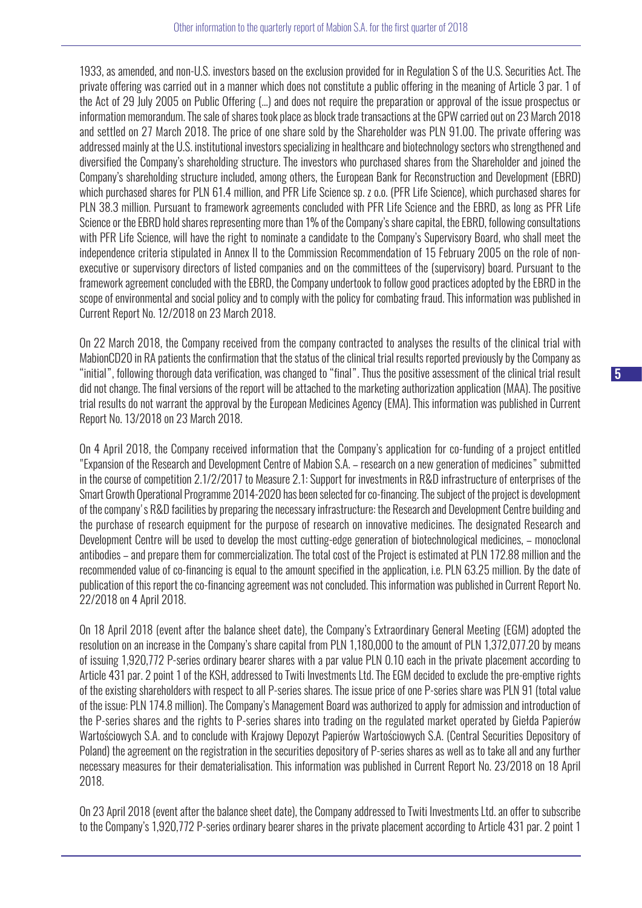1933, as amended, and non-U.S. investors based on the exclusion provided for in Regulation S of the U.S. Securities Act. The private offering was carried out in a manner which does not constitute a public offering in the meaning of Article 3 par. 1 of the Act of 29 July 2005 on Public Offering (...) and does not require the preparation or approval of the issue prospectus or information memorandum. The sale of shares took place as block trade transactions at the GPW carried out on 23 March 2018 and settled on 27 March 2018. The price of one share sold by the Shareholder was PLN 91.00. The private offering was addressed mainly at the U.S. institutional investors specializing in healthcare and biotechnology sectors who strengthened and diversified the Company's shareholding structure. The investors who purchased shares from the Shareholder and joined the Company's shareholding structure included, among others, the European Bank for Reconstruction and Development (EBRD) which purchased shares for PLN 61.4 million, and PFR Life Science sp. z o.o. (PFR Life Science), which purchased shares for PLN 38.3 million. Pursuant to framework agreements concluded with PFR Life Science and the EBRD, as long as PFR Life Science or the EBRD hold shares representing more than 1% of the Company's share capital, the EBRD, following consultations with PFR Life Science, will have the right to nominate a candidate to the Company's Supervisory Board, who shall meet the independence criteria stipulated in Annex II to the Commission Recommendation of 15 February 2005 on the role of non-executive or supervisory directors of listed companies and on the committees of the (supervisory) board. Pursuant to the framework agreement concluded with the EBRD, the Company undertook to follow good practices adopted by the EBRD in the scope of environmental and social policy and to comply with the policy for combating fraud. This information was published in Current Report No. 12/2018 on 23 March 2018.

On 22 March 2018, the Company received from the company contracted to analyses the results of the clinical trial with MabionCD20 in RA patients the confirmation that the status of the clinical trial results reported previously by the Company as "initial", following thorough data verification, was changed to "final". Thus the positive assessment of the clinical trial result did not change. The final versions of the report will be attached to the marketing authorization application (MAA). The positive trial results do not warrant the approval by the European Medicines Agency (EMA). This information was published in Current Report No. 13/2018 on 23 March 2018.

On 4 April 2018, the Company received information that the Company's application for co-funding of a project entitled "Expansion of the Research and Development Centre of Mabion S.A. – research on a new generation of medicines" submitted in the course of competition 2.1/2/2017 to Measure 2.1: Support for investments in R&D infrastructure of enterprises of the Smart Growth Operational Programme 2014-2020 has been selected for co-financing. The subject of the project is development of the company's R&D facilities by preparing the necessary infrastructure: the Research and Development Centre building and the purchase of research equipment for the purpose of research on innovative medicines. The designated Research and Development Centre will be used to develop the most cutting-edge generation of biotechnological medicines, – monoclonal antibodies – and prepare them for commercialization. The total cost of the Project is estimated at PLN 172.88 million and the recommended value of co-financing is equal to the amount specified in the application, i.e. PLN 63.25 million. By the date of publication of this report the co-financing agreement was not concluded. This information was published in Current Report No. 22/2018 on 4 April 2018.

On 18 April 2018 (event after the balance sheet date), the Company's Extraordinary General Meeting (EGM) adopted the resolution on an increase in the Company's share capital from PLN 1,180,000 to the amount of PLN 1,372,077.20 by means of issuing 1,920,772 P-series ordinary bearer shares with a par value PLN 0.10 each in the private placement according to Article 431 par. 2 point 1 of the KSH, addressed to Twiti Investments Ltd. The EGM decided to exclude the pre-emptive rights of the existing shareholders with respect to all P-series shares. The issue price of one P-series share was PLN 91 (total value of the issue: PLN 174.8 million). The Company's Management Board was authorized to apply for admission and introduction of the P-series shares and the rights to P-series shares into trading on the regulated market operated by Giełda Papierów Wartościowych S.A. and to conclude with Krajowy Depozyt Papierów Wartościowych S.A. (Central Securities Depository of Poland) the agreement on the registration in the securities depository of P-series shares as well as to take all and any further necessary measures for their dematerialisation. This information was published in Current Report No. 23/2018 on 18 April 2018.

On 23 April 2018 (event after the balance sheet date), the Company addressed to Twiti Investments Ltd. an offer to subscribe to the Company's 1,920,772 P-series ordinary bearer shares in the private placement according to Article 431 par. 2 point 1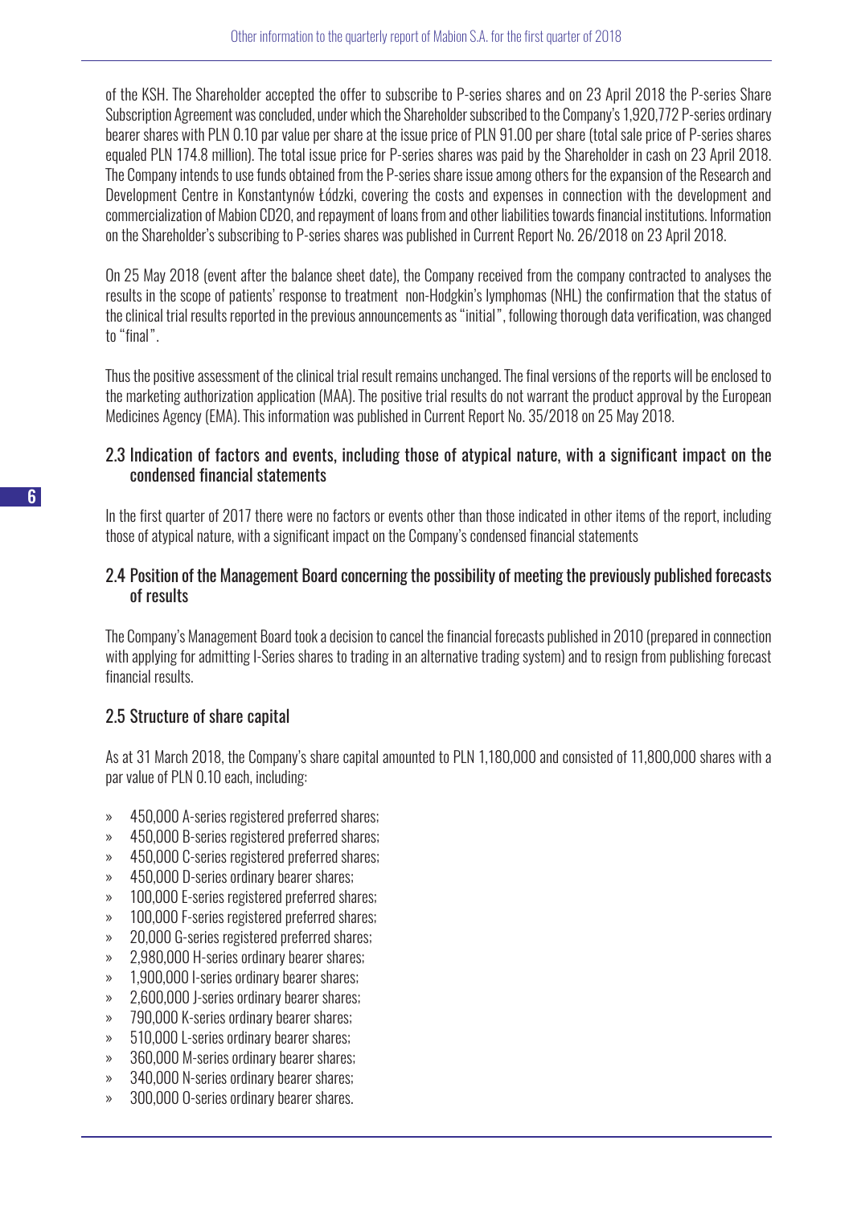of the KSH. The Shareholder accepted the offer to subscribe to P-series shares and on 23 April 2018 the P-series Share Subscription Agreement was concluded, under which the Shareholder subscribed to the Company's 1,920,772 P-series ordinary bearer shares with PLN 0.10 par value per share at the issue price of PLN 91.00 per share (total sale price of P-series shares equaled PLN 174.8 million). The total issue price for P-series shares was paid by the Shareholder in cash on 23 April 2018. The Company intends to use funds obtained from the P-series share issue among others for the expansion of the Research and Development Centre in Konstantynów Łódzki, covering the costs and expenses in connection with the development and commercialization of Mabion CD20, and repayment of loans from and other liabilities towards financial institutions. Information on the Shareholder's subscribing to P-series shares was published in Current Report No. 26/2018 on 23 April 2018.

On 25 May 2018 (event after the balance sheet date), the Company received from the company contracted to analyses the results in the scope of patients' response to treatment non-Hodgkin's lymphomas (NHL) the confirmation that the status of the clinical trial results reported in the previous announcements as "initial", following thorough data verification, was changed to "final".

Thus the positive assessment of the clinical trial result remains unchanged. The final versions of the reports will be enclosed to the marketing authorization application (MAA). The positive trial results do not warrant the product approval by the European Medicines Agency (EMA). This information was published in Current Report No. 35/2018 on 25 May 2018.

## 2.3 Indication of factors and events, including those of atypical nature, with a significant impact on the condensed financial statements

In the first quarter of 2017 there were no factors or events other than those indicated in other items of the report, including those of atypical nature, with a significant impact on the Company's condensed financial statements

## 2.4 Position of the Management Board concerning the possibility of meeting the previously published forecasts of results

The Company's Management Board took a decision to cancel the financial forecasts published in 2010 (prepared in connection with applying for admitting I-Series shares to trading in an alternative trading system) and to resign from publishing forecast financial results.

## 2.5 Structure of share capital

As at 31 March 2018, the Company's share capital amounted to PLN 1,180,000 and consisted of 11,800,000 shares with a par value of PLN 0.10 each, including:

- 450,000 A-series registered preferred shares;
- 450,000 B-series registered preferred shares;
- 450,000 C-series registered preferred shares;
- 450,000 D-series ordinary bearer shares;
- 100,000 E-series registered preferred shares;
- 100,000 F-series registered preferred shares;
- 20,000 G-series registered preferred shares;
- 2,980,000 H-series ordinary bearer shares;
- 1,900,000 I-series ordinary bearer shares;
- 2,600,000 J-series ordinary bearer shares;
- 790,000 K-series ordinary bearer shares;
- 510,000 L-series ordinary bearer shares;
- 360,000 M-series ordinary bearer shares;
- 340,000 N-series ordinary bearer shares;
- 300,000 O-series ordinary bearer shares.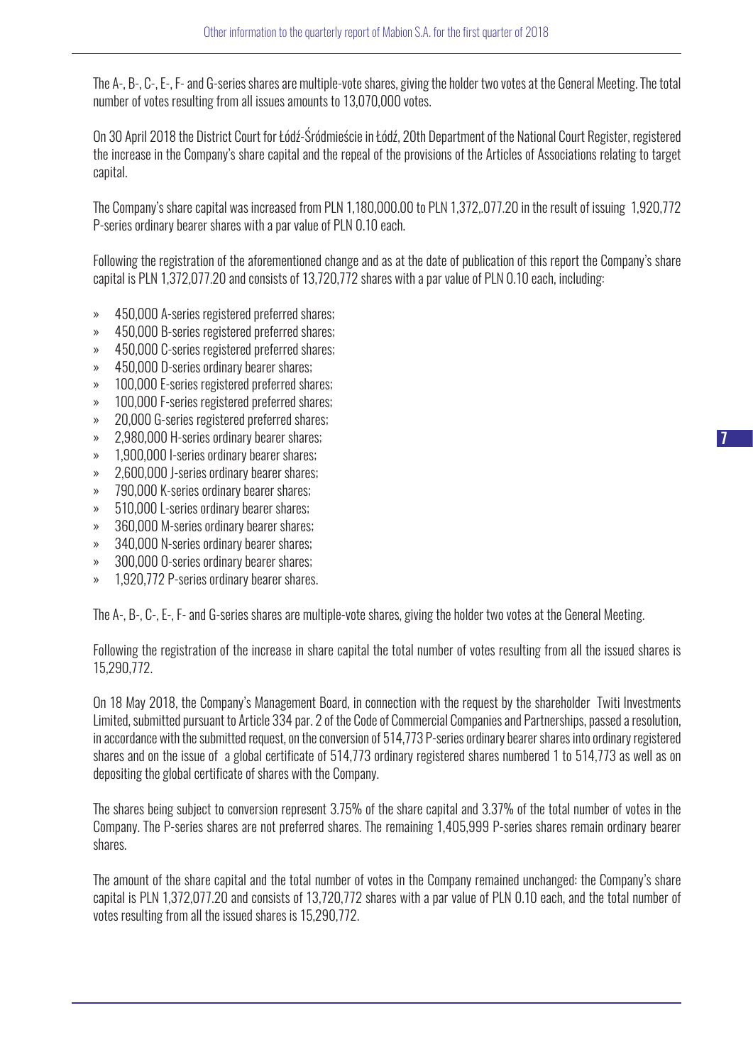The A-, B-, C-, E-, F- and G-series shares are multiple-vote shares, giving the holder two votes at the General Meeting. The total number of votes resulting from all issues amounts to 13,070,000 votes.

On 30 April 2018 the District Court for Łódź-Śródmieście in Łódź, 20th Department of the National Court Register, registered the increase in the Company's share capital and the repeal of the provisions of the Articles of Associations relating to target capital.

The Company's share capital was increased from PLN 1,180,000.00 to PLN 1,372,.077.20 in the result of issuing 1,920,772 P-series ordinary bearer shares with a par value of PLN 0.10 each.

Following the registration of the aforementioned change and as at the date of publication of this report the Company's share capital is PLN 1,372,077.20 and consists of 13,720,772 shares with a par value of PLN 0.10 each, including:

- 450,000 A-series registered preferred shares;
- 450,000 B-series registered preferred shares;
- 450,000 C-series registered preferred shares;
- 450,000 D-series ordinary bearer shares;
- 100,000 E-series registered preferred shares;
- 100,000 F-series registered preferred shares;
- 20,000 G-series registered preferred shares;
- 2,980,000 H-series ordinary bearer shares;
- 1,900,000 I-series ordinary bearer shares;
- 2,600,000 J-series ordinary bearer shares;
- 790,000 K-series ordinary bearer shares;
- 510,000 L-series ordinary bearer shares;
- 360,000 M-series ordinary bearer shares;
- 340,000 N-series ordinary bearer shares;
- 300,000 O-series ordinary bearer shares;
- 1,920,772 P-series ordinary bearer shares.

The A-, B-, C-, E-, F- and G-series shares are multiple-vote shares, giving the holder two votes at the General Meeting.

Following the registration of the increase in share capital the total number of votes resulting from all the issued shares is 15,290,772.

On 18 May 2018, the Company's Management Board, in connection with the request by the shareholder Twiti Investments Limited, submitted pursuant to Article 334 par. 2 of the Code of Commercial Companies and Partnerships, passed a resolution, in accordance with the submitted request, on the conversion of 514,773 P-series ordinary bearer shares into ordinary registered shares and on the issue of a global certificate of 514,773 ordinary registered shares numbered 1 to 514,773 as well as on depositing the global certificate of shares with the Company.

The shares being subject to conversion represent 3.75% of the share capital and 3.37% of the total number of votes in the Company. The P-series shares are not preferred shares. The remaining 1,405,999 P-series shares remain ordinary bearer shares.

The amount of the share capital and the total number of votes in the Company remained unchanged: the Company's share capital is PLN 1,372,077.20 and consists of 13,720,772 shares with a par value of PLN 0.10 each, and the total number of votes resulting from all the issued shares is 15,290,772.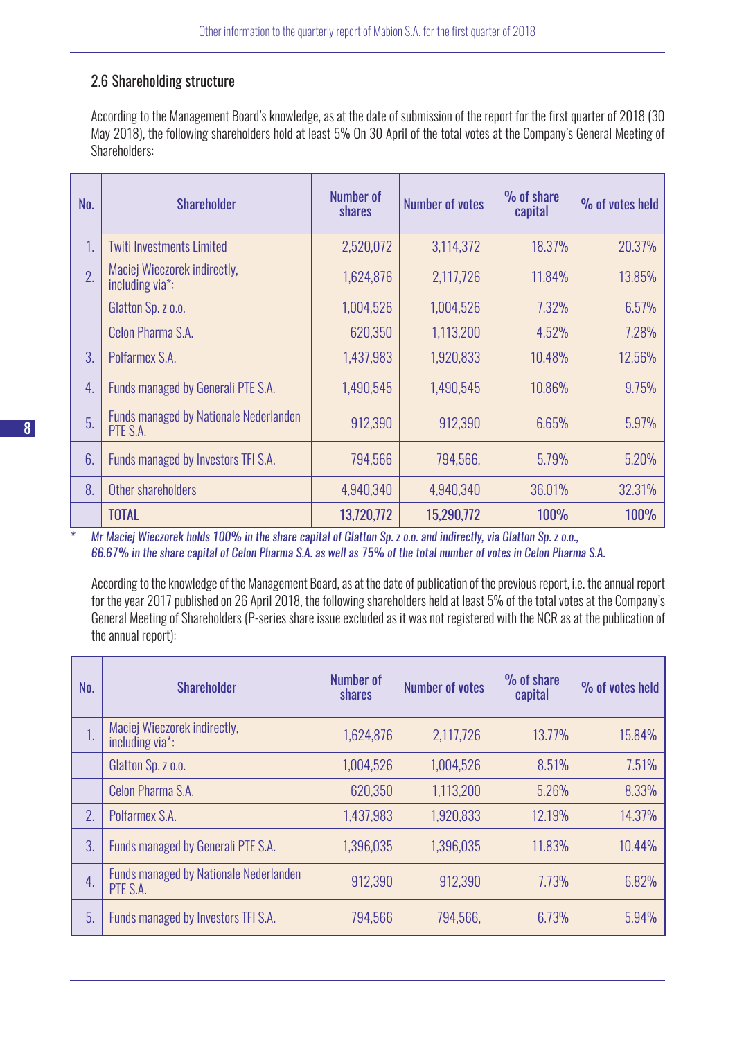## 2.6 Shareholding structure

According to the Management Board's knowledge, as at the date of submission of the report for the first quarter of 2018 (30 May 2018), the following shareholders hold at least 5% On 30 April of the total votes at the Company's General Meeting of Shareholders:

| No. | Shareholder | Number of shares | Number of votes | % of share capital | % of votes held |
|---|---|---|---|---|---|
| 1. | Twiti Investments Limited | 2,520,072 | 3,114,372 | 18.37% | 20.37% |
| 2. | Maciej Wieczorek indirectly, including via*: | 1,624,876 | 2,117,726 | 11.84% | 13.85% |
| | Glatton Sp. z o.o. | 1,004,526 | 1,004,526 | 7.32% | 6.57% |
| | Celon Pharma S.A. | 620,350 | 1,113,200 | 4.52% | 7.28% |
| 3. | Polfarmex S.A. | 1,437,983 | 1,920,833 | 10.48% | 12.56% |
| 4. | Funds managed by Generali PTE S.A. | 1,490,545 | 1,490,545 | 10.86% | 9.75% |
| 5. | Funds managed by Nationale Nederlanden PTE S.A. | 912,390 | 912,390 | 6.65% | 5.97% |
| 6. | Funds managed by Investors TFI S.A. | 794,566 | 794,566, | 5.79% | 5.20% |
| 8. | Other shareholders | 4,940,340 | 4,940,340 | 36.01% | 32.31% |
| | **TOTAL** | **13,720,772** | **15,290,772** | **100%** | **100%** |

\* *Mr Maciej Wieczorek holds 100% in the share capital of Glatton Sp. z o.o. and indirectly, via Glatton Sp. z o.o., 66.67% in the share capital of Celon Pharma S.A. as well as 75% of the total number of votes in Celon Pharma S.A.*

According to the knowledge of the Management Board, as at the date of publication of the previous report, i.e. the annual report for the year 2017 published on 26 April 2018, the following shareholders held at least 5% of the total votes at the Company's General Meeting of Shareholders (P-series share issue excluded as it was not registered with the NCR as at the publication of the annual report):

| No. | Shareholder | Number of shares | Number of votes | % of share capital | % of votes held |
|---|---|---|---|---|---|
| 1. | Maciej Wieczorek indirectly, including via*: | 1,624,876 | 2,117,726 | 13.77% | 15.84% |
| | Glatton Sp. z o.o. | 1,004,526 | 1,004,526 | 8.51% | 7.51% |
| | Celon Pharma S.A. | 620,350 | 1,113,200 | 5.26% | 8.33% |
| 2. | Polfarmex S.A. | 1,437,983 | 1,920,833 | 12.19% | 14.37% |
| 3. | Funds managed by Generali PTE S.A. | 1,396,035 | 1,396,035 | 11.83% | 10.44% |
| 4. | Funds managed by Nationale Nederlanden PTE S.A. | 912,390 | 912,390 | 7.73% | 6.82% |
| 5. | Funds managed by Investors TFI S.A. | 794,566 | 794,566, | 6.73% | 5.94% |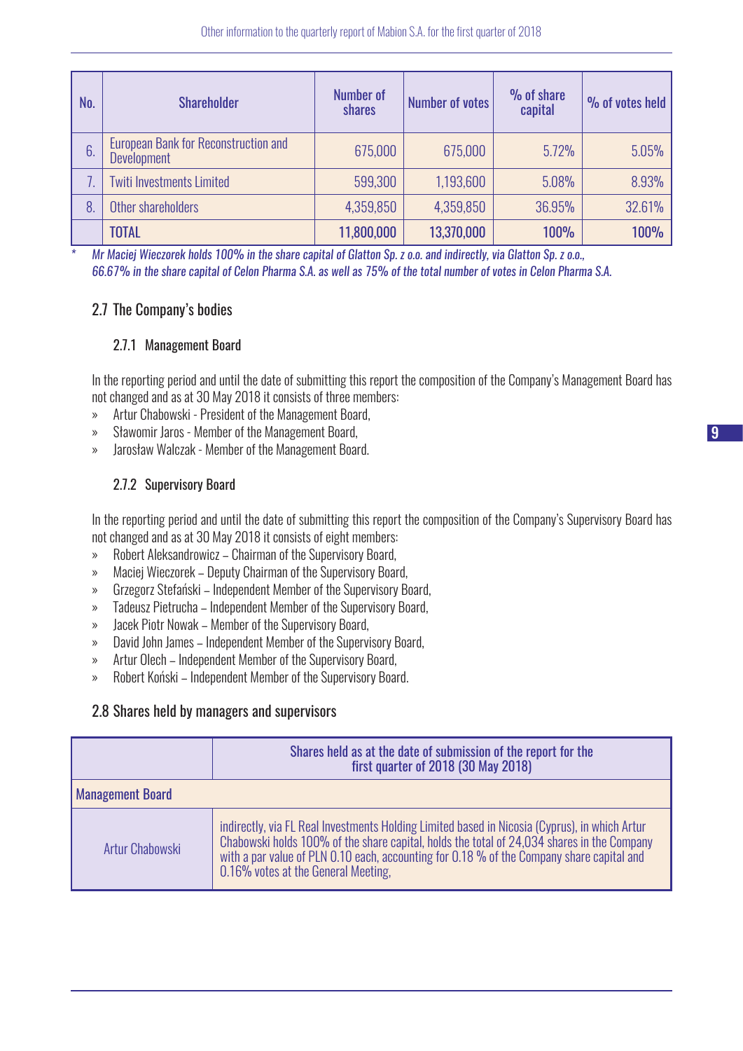| No. | Shareholder | Number of shares | Number of votes | % of share capital | % of votes held |
|---|---|---|---|---|---|
| 6. | European Bank for Reconstruction and Development | 675,000 | 675,000 | 5.72% | 5.05% |
| 7. | Twiti Investments Limited | 599,300 | 1,193,600 | 5.08% | 8.93% |
| 8. | Other shareholders | 4,359,850 | 4,359,850 | 36.95% | 32.61% |
| | TOTAL | 11,800,000 | 13,370,000 | 100% | 100% |

\* *Mr Maciej Wieczorek holds 100% in the share capital of Glatton Sp. z o.o. and indirectly, via Glatton Sp. z o.o., 66.67% in the share capital of Celon Pharma S.A. as well as 75% of the total number of votes in Celon Pharma S.A.*

## 2.7 The Company's bodies

### 2.7.1 Management Board

In the reporting period and until the date of submitting this report the composition of the Company's Management Board has not changed and as at 30 May 2018 it consists of three members:

- Artur Chabowski - President of the Management Board,
- Sławomir Jaros - Member of the Management Board,
- Jarosław Walczak - Member of the Management Board.

### 2.7.2 Supervisory Board

In the reporting period and until the date of submitting this report the composition of the Company's Supervisory Board has not changed and as at 30 May 2018 it consists of eight members:

- Robert Aleksandrowicz – Chairman of the Supervisory Board,
- Maciej Wieczorek – Deputy Chairman of the Supervisory Board,
- Grzegorz Stefański – Independent Member of the Supervisory Board,
- Tadeusz Pietrucha – Independent Member of the Supervisory Board,
- Jacek Piotr Nowak – Member of the Supervisory Board,
- David John James – Independent Member of the Supervisory Board,
- Artur Olech – Independent Member of the Supervisory Board,
- Robert Koński – Independent Member of the Supervisory Board.

## 2.8 Shares held by managers and supervisors

| | Shares held as at the date of submission of the report for the first quarter of 2018 (30 May 2018) |
|---|---|
| Management Board | |
| Artur Chabowski | indirectly, via FL Real Investments Holding Limited based in Nicosia (Cyprus), in which Artur Chabowski holds 100% of the share capital, holds the total of 24,034 shares in the Company with a par value of PLN 0.10 each, accounting for 0.18 % of the Company share capital and 0.16% votes at the General Meeting, |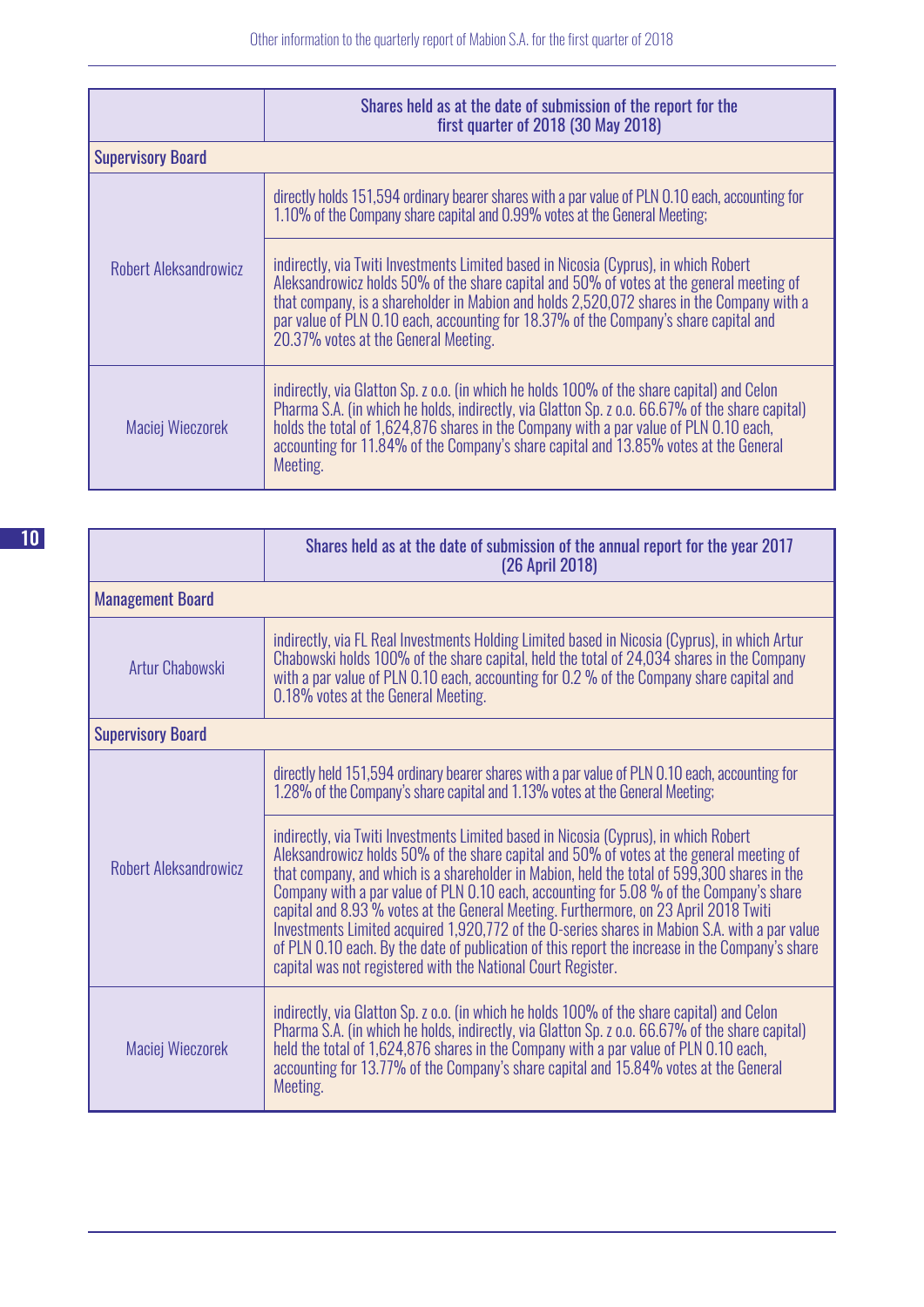| | Shares held as at the date of submission of the report for the first quarter of 2018 (30 May 2018) |
|---|---|
| **Supervisory Board** | |
| Robert Aleksandrowicz | directly holds 151,594 ordinary bearer shares with a par value of PLN 0.10 each, accounting for 1.10% of the Company share capital and 0.99% votes at the General Meeting; |
| | indirectly, via Twiti Investments Limited based in Nicosia (Cyprus), in which Robert Aleksandrowicz holds 50% of the share capital and 50% of votes at the general meeting of that company, is a shareholder in Mabion and holds 2,520,072 shares in the Company with a par value of PLN 0.10 each, accounting for 18.37% of the Company's share capital and 20.37% votes at the General Meeting. |
| Maciej Wieczorek | indirectly, via Glatton Sp. z o.o. (in which he holds 100% of the share capital) and Celon Pharma S.A. (in which he holds, indirectly, via Glatton Sp. z o.o. 66.67% of the share capital) holds the total of 1,624,876 shares in the Company with a par value of PLN 0.10 each, accounting for 11.84% of the Company's share capital and 13.85% votes at the General Meeting. |

| | Shares held as at the date of submission of the annual report for the year 2017 (26 April 2018) |
|---|---|
| **Management Board** | |
| Artur Chabowski | indirectly, via FL Real Investments Holding Limited based in Nicosia (Cyprus), in which Artur Chabowski holds 100% of the share capital, held the total of 24,034 shares in the Company with a par value of PLN 0.10 each, accounting for 0.2 % of the Company share capital and 0.18% votes at the General Meeting. |
| **Supervisory Board** | |
| Robert Aleksandrowicz | directly held 151,594 ordinary bearer shares with a par value of PLN 0.10 each, accounting for 1.28% of the Company's share capital and 1.13% votes at the General Meeting; |
| | indirectly, via Twiti Investments Limited based in Nicosia (Cyprus), in which Robert Aleksandrowicz holds 50% of the share capital and 50% of votes at the general meeting of that company, and which is a shareholder in Mabion, held the total of 599,300 shares in the Company with a par value of PLN 0.10 each, accounting for 5.08 % of the Company's share capital and 8.93 % votes at the General Meeting. Furthermore, on 23 April 2018 Twiti Investments Limited acquired 1,920,772 of the O-series shares in Mabion S.A. with a par value of PLN 0.10 each. By the date of publication of this report the increase in the Company's share capital was not registered with the National Court Register. |
| Maciej Wieczorek | indirectly, via Glatton Sp. z o.o. (in which he holds 100% of the share capital) and Celon Pharma S.A. (in which he holds, indirectly, via Glatton Sp. z o.o. 66.67% of the share capital) held the total of 1,624,876 shares in the Company with a par value of PLN 0.10 each, accounting for 13.77% of the Company's share capital and 15.84% votes at the General Meeting. |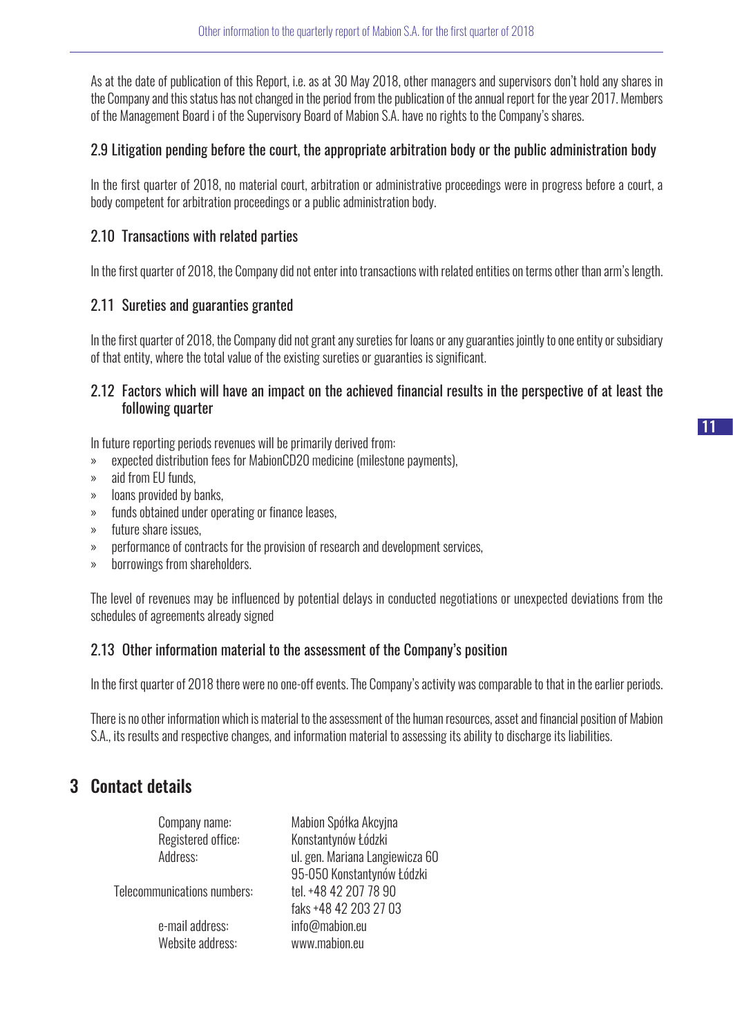As at the date of publication of this Report, i.e. as at 30 May 2018, other managers and supervisors don't hold any shares in the Company and this status has not changed in the period from the publication of the annual report for the year 2017. Members of the Management Board i of the Supervisory Board of Mabion S.A. have no rights to the Company's shares.

### 2.9 Litigation pending before the court, the appropriate arbitration body or the public administration body

In the first quarter of 2018, no material court, arbitration or administrative proceedings were in progress before a court, a body competent for arbitration proceedings or a public administration body.

### 2.10 Transactions with related parties

In the first quarter of 2018, the Company did not enter into transactions with related entities on terms other than arm's length.

### 2.11 Sureties and guaranties granted

In the first quarter of 2018, the Company did not grant any sureties for loans or any guaranties jointly to one entity or subsidiary of that entity, where the total value of the existing sureties or guaranties is significant.

### 2.12 Factors which will have an impact on the achieved financial results in the perspective of at least the following quarter

In future reporting periods revenues will be primarily derived from:

- expected distribution fees for MabionCD20 medicine (milestone payments),
- aid from EU funds,
- loans provided by banks,
- funds obtained under operating or finance leases,
- future share issues,
- performance of contracts for the provision of research and development services,
- borrowings from shareholders.

The level of revenues may be influenced by potential delays in conducted negotiations or unexpected deviations from the schedules of agreements already signed

### 2.13 Other information material to the assessment of the Company's position

In the first quarter of 2018 there were no one-off events. The Company's activity was comparable to that in the earlier periods.

There is no other information which is material to the assessment of the human resources, asset and financial position of Mabion S.A., its results and respective changes, and information material to assessing its ability to discharge its liabilities.

## 3 Contact details

| | |
|---|---|
| Company name: | Mabion Spółka Akcyjna |
| Registered office: | Konstantynów Łódzki |
| Address: | ul. gen. Mariana Langiewicza 60<br>95-050 Konstantynów Łódzki |
| Telecommunications numbers: | tel. +48 42 207 78 90<br>faks +48 42 203 27 03 |
| e-mail address: | info@mabion.eu |
| Website address: | www.mabion.eu |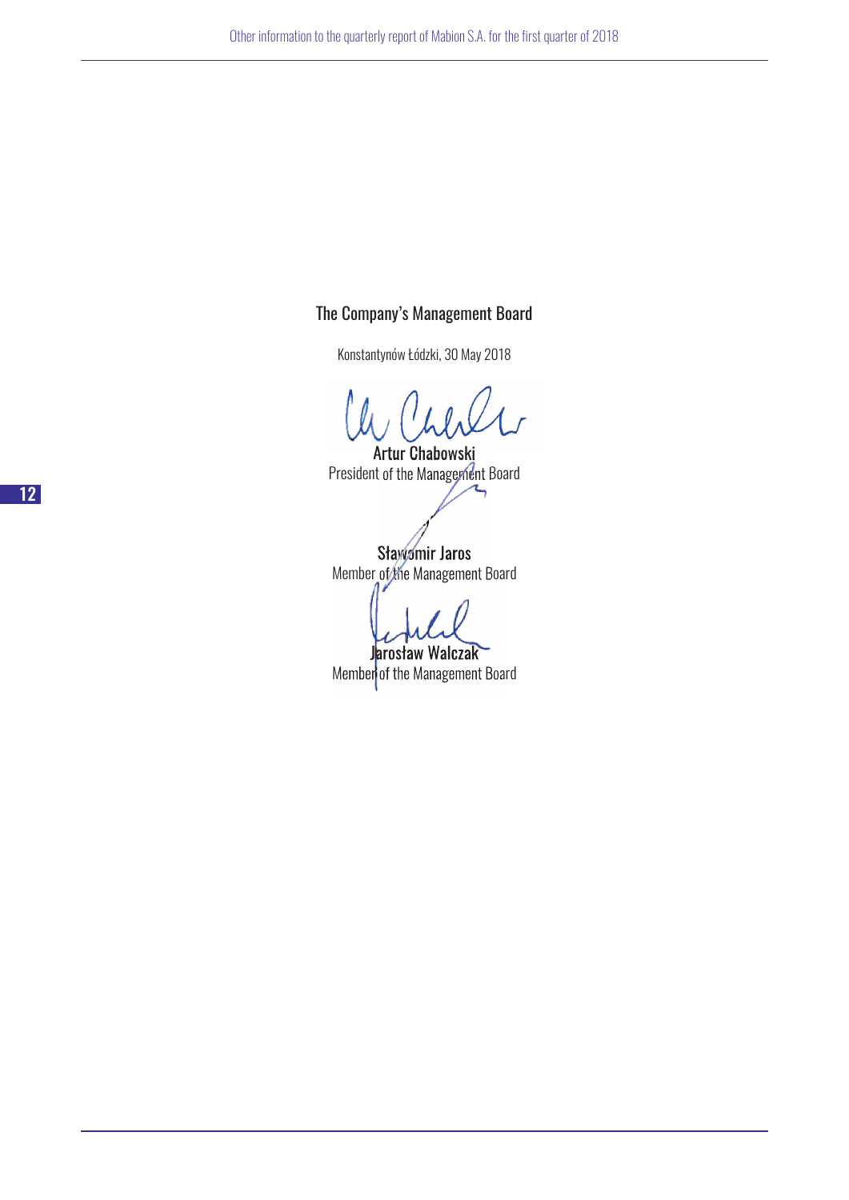## The Company's Management Board

Konstantynów Łódzki, 30 May 2018

**Artur Chabowski**
President of the Management Board

**Sławomir Jaros**
Member of the Management Board

**Jarosław Walczak**
Member of the Management Board